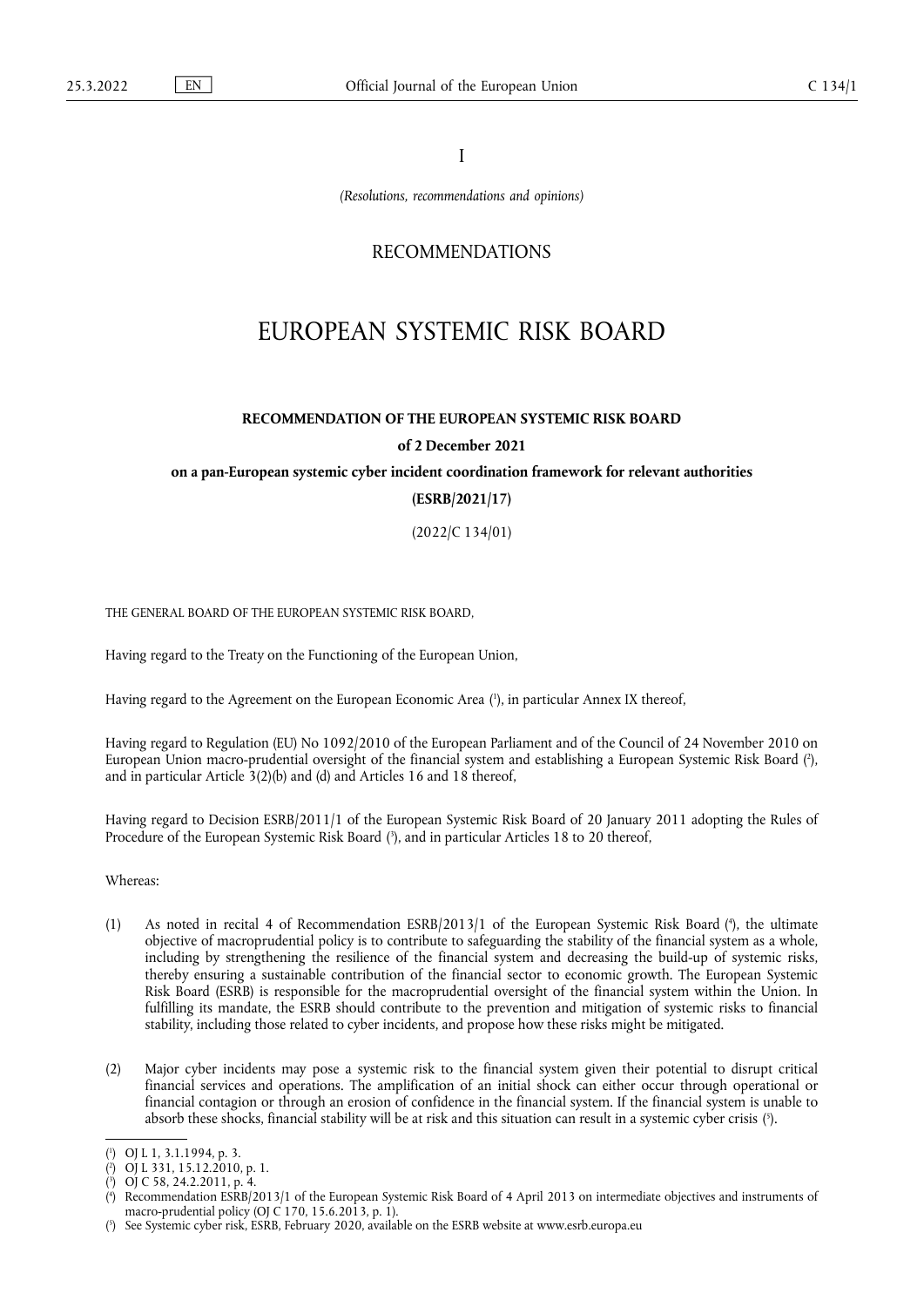I

*(Resolutions, recommendations and opinions)*

RECOMMENDATIONS

# EUROPEAN SYSTEMIC RISK BOARD

**RECOMMENDATION OF THE EUROPEAN SYSTEMIC RISK BOARD**

**of 2 December 2021**

**on a pan-European systemic cyber incident coordination framework for relevant authorities**

**(ESRB/2021/17)**

(2022/C 134/01)

THE GENERAL BOARD OF THE EUROPEAN SYSTEMIC RISK BOARD,

Having regard to the Treaty on the Functioning of the European Union,

Having regard to the Agreement on the European Economic Area ([1]), in particular Annex IX thereof,

Having regard to Regulation (EU) No 1092/2010 of the European Parliament and of the Council of 24 November 2010 on European Union macro-prudential oversight of the financial system and establishing a European Systemic Risk Board ([2]), and in particular Article 3(2)(b) and (d) and Articles 16 and 18 thereof,

Having regard to Decision ESRB/2011/1 of the European Systemic Risk Board of 20 January 2011 adopting the Rules of Procedure of the European Systemic Risk Board ([3]), and in particular Articles 18 to 20 thereof,

Whereas:

(1) As noted in recital 4 of Recommendation ESRB/2013/1 of the European Systemic Risk Board ([4]), the ultimate objective of macroprudential policy is to contribute to safeguarding the stability of the financial system as a whole, including by strengthening the resilience of the financial system and decreasing the build-up of systemic risks, thereby ensuring a sustainable contribution of the financial sector to economic growth. The European Systemic Risk Board (ESRB) is responsible for the macroprudential oversight of the financial system within the Union. In fulfilling its mandate, the ESRB should contribute to the prevention and mitigation of systemic risks to financial stability, including those related to cyber incidents, and propose how these risks might be mitigated.

(2) Major cyber incidents may pose a systemic risk to the financial system given their potential to disrupt critical financial services and operations. The amplification of an initial shock can either occur through operational or financial contagion or through an erosion of confidence in the financial system. If the financial system is unable to absorb these shocks, financial stability will be at risk and this situation can result in a systemic cyber crisis ([5]).

---

([1]) OJ L 1, 3.1.1994, p. 3.

([2]) OJ L 331, 15.12.2010, p. 1.

([3]) OJ C 58, 24.2.2011, p. 4.

([4]) Recommendation ESRB/2013/1 of the European Systemic Risk Board of 4 April 2013 on intermediate objectives and instruments of macro-prudential policy (OJ C 170, 15.6.2013, p. 1).

([5]) See Systemic cyber risk, ESRB, February 2020, available on the ESRB website at www.esrb.europa.eu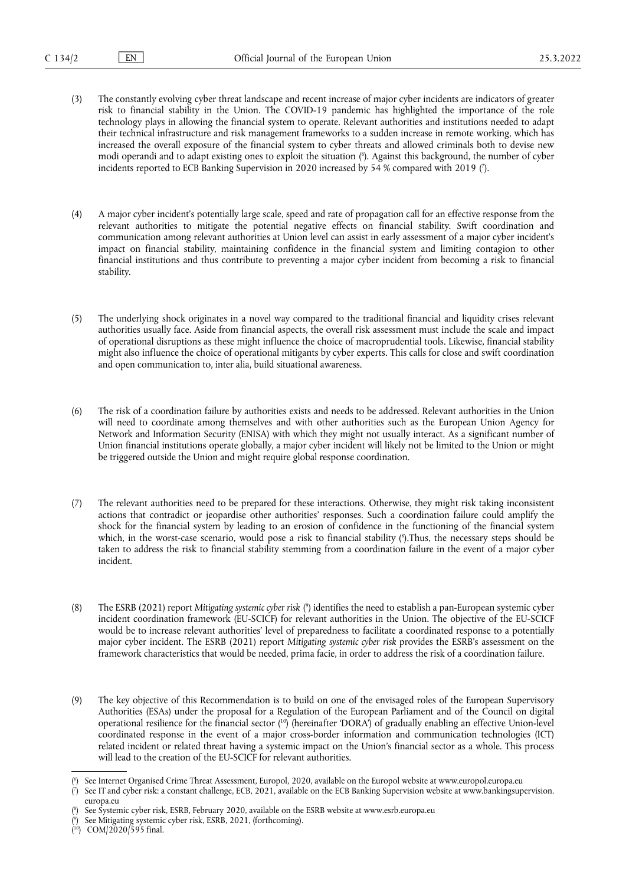(3) The constantly evolving cyber threat landscape and recent increase of major cyber incidents are indicators of greater risk to financial stability in the Union. The COVID-19 pandemic has highlighted the importance of the role technology plays in allowing the financial system to operate. Relevant authorities and institutions needed to adapt their technical infrastructure and risk management frameworks to a sudden increase in remote working, which has increased the overall exposure of the financial system to cyber threats and allowed criminals both to devise new modi operandi and to adapt existing ones to exploit the situation ([6]). Against this background, the number of cyber incidents reported to ECB Banking Supervision in 2020 increased by 54 % compared with 2019 ([7]).

(4) A major cyber incident's potentially large scale, speed and rate of propagation call for an effective response from the relevant authorities to mitigate the potential negative effects on financial stability. Swift coordination and communication among relevant authorities at Union level can assist in early assessment of a major cyber incident's impact on financial stability, maintaining confidence in the financial system and limiting contagion to other financial institutions and thus contribute to preventing a major cyber incident from becoming a risk to financial stability.

(5) The underlying shock originates in a novel way compared to the traditional financial and liquidity crises relevant authorities usually face. Aside from financial aspects, the overall risk assessment must include the scale and impact of operational disruptions as these might influence the choice of macroprudential tools. Likewise, financial stability might also influence the choice of operational mitigants by cyber experts. This calls for close and swift coordination and open communication to, inter alia, build situational awareness.

(6) The risk of a coordination failure by authorities exists and needs to be addressed. Relevant authorities in the Union will need to coordinate among themselves and with other authorities such as the European Union Agency for Network and Information Security (ENISA) with which they might not usually interact. As a significant number of Union financial institutions operate globally, a major cyber incident will likely not be limited to the Union or might be triggered outside the Union and might require global response coordination.

(7) The relevant authorities need to be prepared for these interactions. Otherwise, they might risk taking inconsistent actions that contradict or jeopardise other authorities' responses. Such a coordination failure could amplify the shock for the financial system by leading to an erosion of confidence in the functioning of the financial system which, in the worst-case scenario, would pose a risk to financial stability ([8]).Thus, the necessary steps should be taken to address the risk to financial stability stemming from a coordination failure in the event of a major cyber incident.

(8) The ESRB (2021) report *Mitigating systemic cyber risk* ([9]) identifies the need to establish a pan-European systemic cyber incident coordination framework (EU-SCICF) for relevant authorities in the Union. The objective of the EU-SCICF would be to increase relevant authorities' level of preparedness to facilitate a coordinated response to a potentially major cyber incident. The ESRB (2021) report *Mitigating systemic cyber risk* provides the ESRB's assessment on the framework characteristics that would be needed, prima facie, in order to address the risk of a coordination failure.

(9) The key objective of this Recommendation is to build on one of the envisaged roles of the European Supervisory Authorities (ESAs) under the proposal for a Regulation of the European Parliament and of the Council on digital operational resilience for the financial sector ([10]) (hereinafter 'DORA') of gradually enabling an effective Union-level coordinated response in the event of a major cross-border information and communication technologies (ICT) related incident or related threat having a systemic impact on the Union's financial sector as a whole. This process will lead to the creation of the EU-SCICF for relevant authorities.

---

([6]) See Internet Organised Crime Threat Assessment, Europol, 2020, available on the Europol website at www.europol.europa.eu

([7]) See IT and cyber risk: a constant challenge, ECB, 2021, available on the ECB Banking Supervision website at www.bankingsupervision.europa.eu

([8]) See Systemic cyber risk, ESRB, February 2020, available on the ESRB website at www.esrb.europa.eu

([9]) See Mitigating systemic cyber risk, ESRB, 2021, (forthcoming).

([10]) COM/2020/595 final.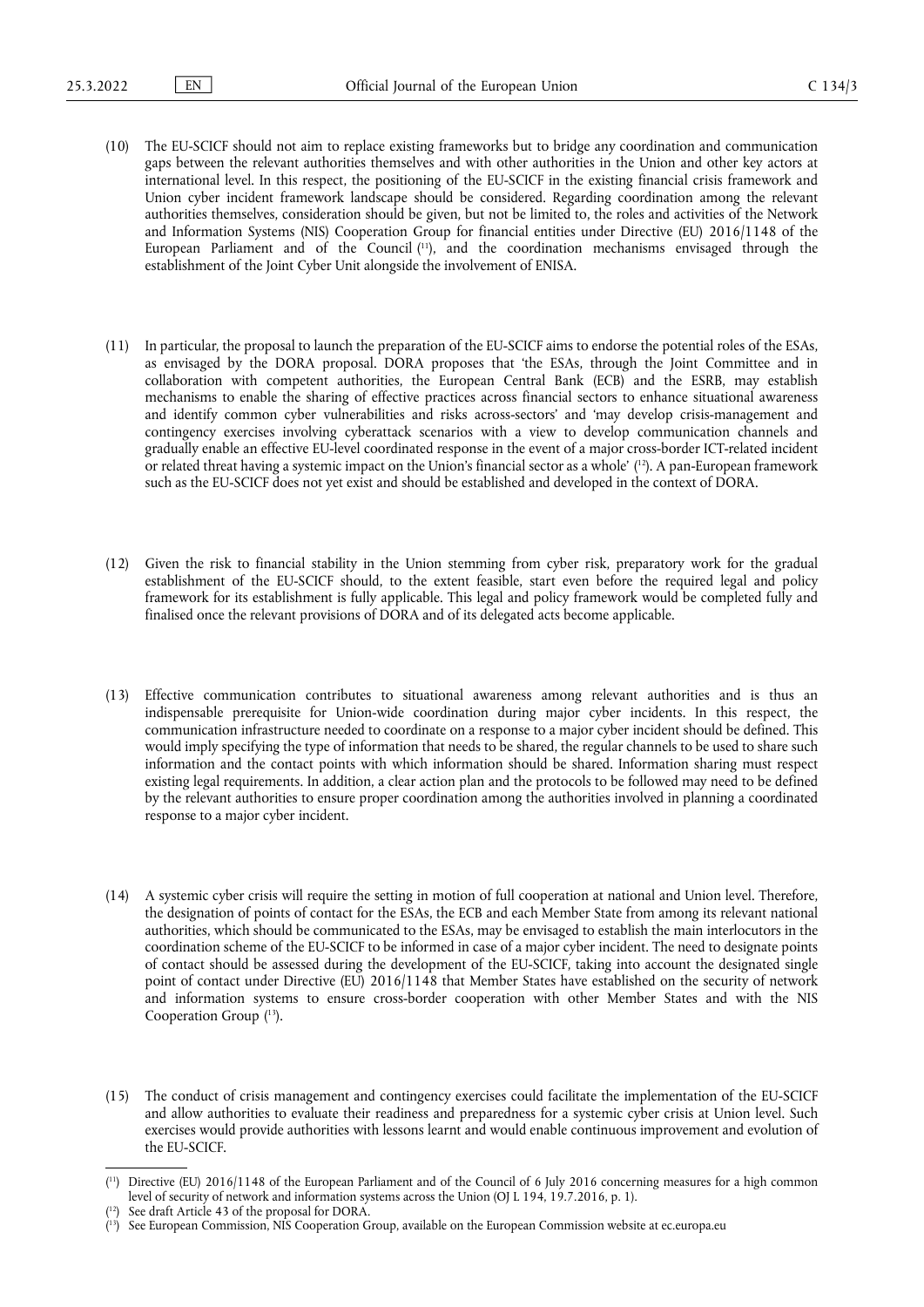(10) The EU-SCICF should not aim to replace existing frameworks but to bridge any coordination and communication gaps between the relevant authorities themselves and with other authorities in the Union and other key actors at international level. In this respect, the positioning of the EU-SCICF in the existing financial crisis framework and Union cyber incident framework landscape should be considered. Regarding coordination among the relevant authorities themselves, consideration should be given, but not be limited to, the roles and activities of the Network and Information Systems (NIS) Cooperation Group for financial entities under Directive (EU) 2016/1148 of the European Parliament and of the Council [11], and the coordination mechanisms envisaged through the establishment of the Joint Cyber Unit alongside the involvement of ENISA.

(11) In particular, the proposal to launch the preparation of the EU-SCICF aims to endorse the potential roles of the ESAs, as envisaged by the DORA proposal. DORA proposes that 'the ESAs, through the Joint Committee and in collaboration with competent authorities, the European Central Bank (ECB) and the ESRB, may establish mechanisms to enable the sharing of effective practices across financial sectors to enhance situational awareness and identify common cyber vulnerabilities and risks across-sectors' and 'may develop crisis-management and contingency exercises involving cyberattack scenarios with a view to develop communication channels and gradually enable an effective EU-level coordinated response in the event of a major cross-border ICT-related incident or related threat having a systemic impact on the Union's financial sector as a whole' [12]. A pan-European framework such as the EU-SCICF does not yet exist and should be established and developed in the context of DORA.

(12) Given the risk to financial stability in the Union stemming from cyber risk, preparatory work for the gradual establishment of the EU-SCICF should, to the extent feasible, start even before the required legal and policy framework for its establishment is fully applicable. This legal and policy framework would be completed fully and finalised once the relevant provisions of DORA and of its delegated acts become applicable.

(13) Effective communication contributes to situational awareness among relevant authorities and is thus an indispensable prerequisite for Union-wide coordination during major cyber incidents. In this respect, the communication infrastructure needed to coordinate on a response to a major cyber incident should be defined. This would imply specifying the type of information that needs to be shared, the regular channels to be used to share such information and the contact points with which information should be shared. Information sharing must respect existing legal requirements. In addition, a clear action plan and the protocols to be followed may need to be defined by the relevant authorities to ensure proper coordination among the authorities involved in planning a coordinated response to a major cyber incident.

(14) A systemic cyber crisis will require the setting in motion of full cooperation at national and Union level. Therefore, the designation of points of contact for the ESAs, the ECB and each Member State from among its relevant national authorities, which should be communicated to the ESAs, may be envisaged to establish the main interlocutors in the coordination scheme of the EU-SCICF to be informed in case of a major cyber incident. The need to designate points of contact should be assessed during the development of the EU-SCICF, taking into account the designated single point of contact under Directive (EU) 2016/1148 that Member States have established on the security of network and information systems to ensure cross-border cooperation with other Member States and with the NIS Cooperation Group [13].

(15) The conduct of crisis management and contingency exercises could facilitate the implementation of the EU-SCICF and allow authorities to evaluate their readiness and preparedness for a systemic cyber crisis at Union level. Such exercises would provide authorities with lessons learnt and would enable continuous improvement and evolution of the EU-SCICF.

---

[11] Directive (EU) 2016/1148 of the European Parliament and of the Council of 6 July 2016 concerning measures for a high common level of security of network and information systems across the Union (OJ L 194, 19.7.2016, p. 1).

[12] See draft Article 43 of the proposal for DORA.

[13] See European Commission, NIS Cooperation Group, available on the European Commission website at ec.europa.eu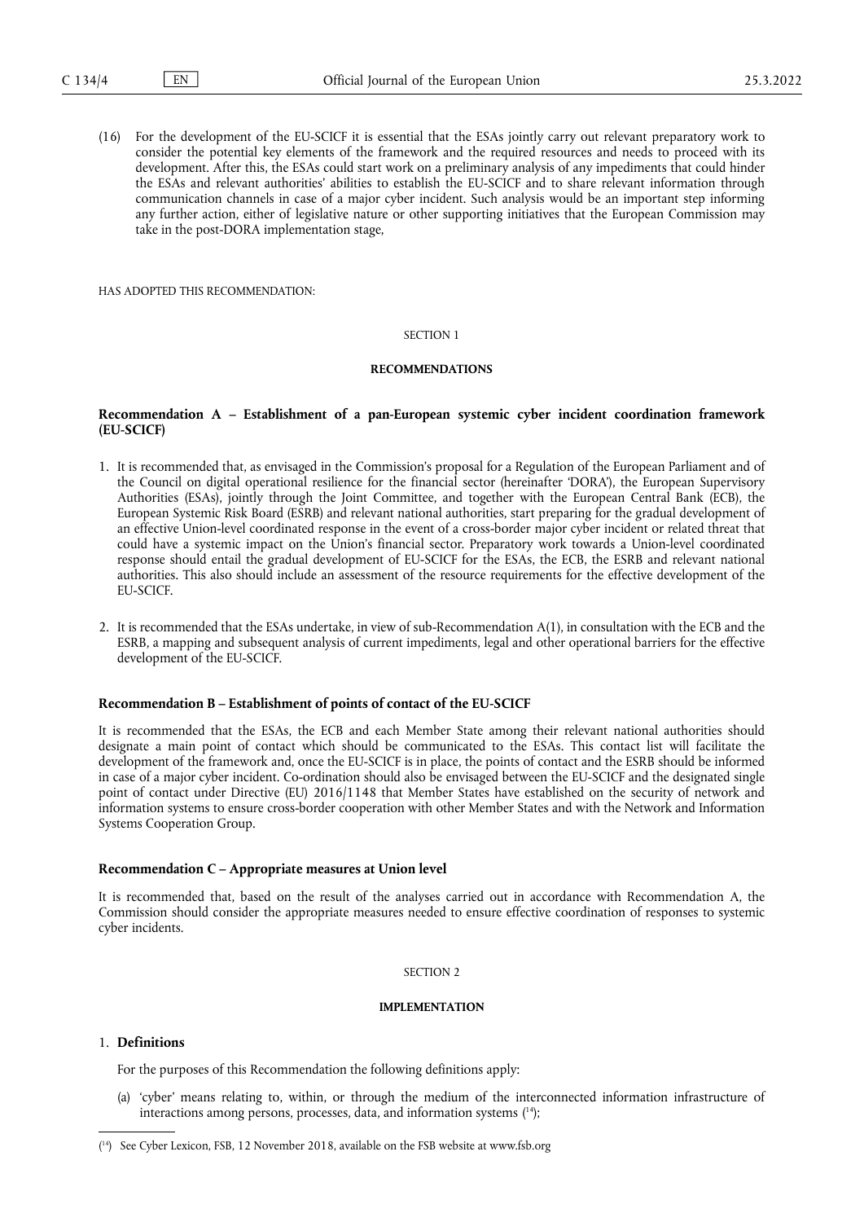(16) For the development of the EU-SCICF it is essential that the ESAs jointly carry out relevant preparatory work to consider the potential key elements of the framework and the required resources and needs to proceed with its development. After this, the ESAs could start work on a preliminary analysis of any impediments that could hinder the ESAs and relevant authorities' abilities to establish the EU-SCICF and to share relevant information through communication channels in case of a major cyber incident. Such analysis would be an important step informing any further action, either of legislative nature or other supporting initiatives that the European Commission may take in the post-DORA implementation stage,

HAS ADOPTED THIS RECOMMENDATION:

SECTION 1

## RECOMMENDATIONS

### Recommendation A – Establishment of a pan-European systemic cyber incident coordination framework (EU-SCICF)

1. It is recommended that, as envisaged in the Commission's proposal for a Regulation of the European Parliament and of the Council on digital operational resilience for the financial sector (hereinafter 'DORA'), the European Supervisory Authorities (ESAs), jointly through the Joint Committee, and together with the European Central Bank (ECB), the European Systemic Risk Board (ESRB) and relevant national authorities, start preparing for the gradual development of an effective Union-level coordinated response in the event of a cross-border major cyber incident or related threat that could have a systemic impact on the Union's financial sector. Preparatory work towards a Union-level coordinated response should entail the gradual development of EU-SCICF for the ESAs, the ECB, the ESRB and relevant national authorities. This also should include an assessment of the resource requirements for the effective development of the EU-SCICF.

2. It is recommended that the ESAs undertake, in view of sub-Recommendation A(1), in consultation with the ECB and the ESRB, a mapping and subsequent analysis of current impediments, legal and other operational barriers for the effective development of the EU-SCICF.

### Recommendation B – Establishment of points of contact of the EU-SCICF

It is recommended that the ESAs, the ECB and each Member State among their relevant national authorities should designate a main point of contact which should be communicated to the ESAs. This contact list will facilitate the development of the framework and, once the EU-SCICF is in place, the points of contact and the ESRB should be informed in case of a major cyber incident. Co-ordination should also be envisaged between the EU-SCICF and the designated single point of contact under Directive (EU) 2016/1148 that Member States have established on the security of network and information systems to ensure cross-border cooperation with other Member States and with the Network and Information Systems Cooperation Group.

### Recommendation C – Appropriate measures at Union level

It is recommended that, based on the result of the analyses carried out in accordance with Recommendation A, the Commission should consider the appropriate measures needed to ensure effective coordination of responses to systemic cyber incidents.

SECTION 2

## IMPLEMENTATION

1. **Definitions**

   For the purposes of this Recommendation the following definitions apply:

   (a) 'cyber' means relating to, within, or through the medium of the interconnected information infrastructure of interactions among persons, processes, data, and information systems [14];

---

[14] See Cyber Lexicon, FSB, 12 November 2018, available on the FSB website at www.fsb.org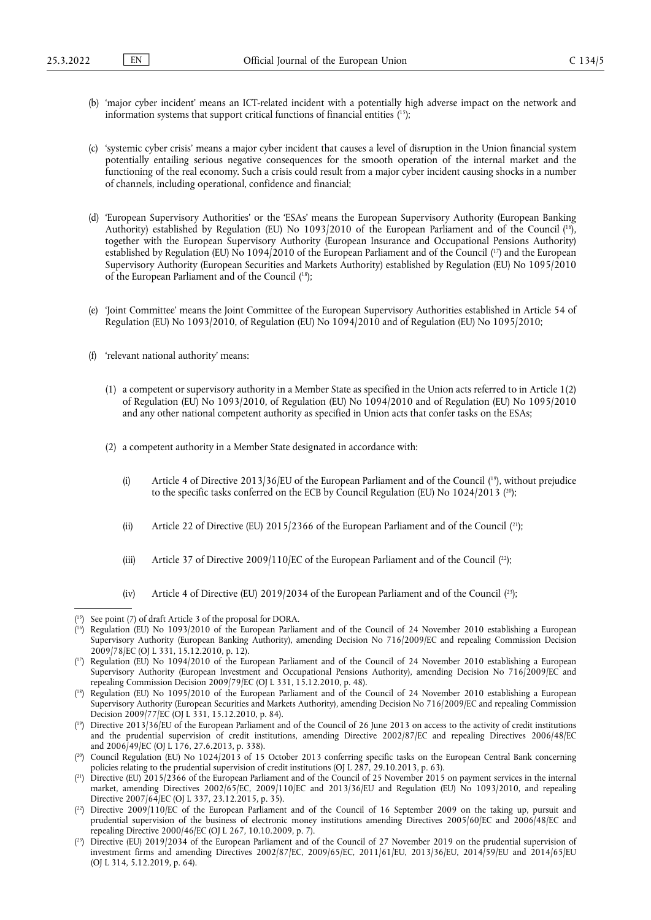(b) 'major cyber incident' means an ICT-related incident with a potentially high adverse impact on the network and information systems that support critical functions of financial entities ([15]);

(c) 'systemic cyber crisis' means a major cyber incident that causes a level of disruption in the Union financial system potentially entailing serious negative consequences for the smooth operation of the internal market and the functioning of the real economy. Such a crisis could result from a major cyber incident causing shocks in a number of channels, including operational, confidence and financial;

(d) 'European Supervisory Authorities' or the 'ESAs' means the European Supervisory Authority (European Banking Authority) established by Regulation (EU) No 1093/2010 of the European Parliament and of the Council ([16]), together with the European Supervisory Authority (European Insurance and Occupational Pensions Authority) established by Regulation (EU) No 1094/2010 of the European Parliament and of the Council ([17]) and the European Supervisory Authority (European Securities and Markets Authority) established by Regulation (EU) No 1095/2010 of the European Parliament and of the Council ([18]);

(e) 'Joint Committee' means the Joint Committee of the European Supervisory Authorities established in Article 54 of Regulation (EU) No 1093/2010, of Regulation (EU) No 1094/2010 and of Regulation (EU) No 1095/2010;

(f) 'relevant national authority' means:

(1) a competent or supervisory authority in a Member State as specified in the Union acts referred to in Article 1(2) of Regulation (EU) No 1093/2010, of Regulation (EU) No 1094/2010 and of Regulation (EU) No 1095/2010 and any other national competent authority as specified in Union acts that confer tasks on the ESAs;

(2) a competent authority in a Member State designated in accordance with:

(i) Article 4 of Directive 2013/36/EU of the European Parliament and of the Council ([19]), without prejudice to the specific tasks conferred on the ECB by Council Regulation (EU) No 1024/2013 ([20]);

(ii) Article 22 of Directive (EU) 2015/2366 of the European Parliament and of the Council ([21]);

(iii) Article 37 of Directive 2009/110/EC of the European Parliament and of the Council ([22]);

(iv) Article 4 of Directive (EU) 2019/2034 of the European Parliament and of the Council ([23]);

---

([15]) See point (7) of draft Article 3 of the proposal for DORA.

([16]) Regulation (EU) No 1093/2010 of the European Parliament and of the Council of 24 November 2010 establishing a European Supervisory Authority (European Banking Authority), amending Decision No 716/2009/EC and repealing Commission Decision 2009/78/EC (OJ L 331, 15.12.2010, p. 12).

([17]) Regulation (EU) No 1094/2010 of the European Parliament and of the Council of 24 November 2010 establishing a European Supervisory Authority (European Investment and Occupational Pensions Authority), amending Decision No 716/2009/EC and repealing Commission Decision 2009/79/EC (OJ L 331, 15.12.2010, p. 48).

([18]) Regulation (EU) No 1095/2010 of the European Parliament and of the Council of 24 November 2010 establishing a European Supervisory Authority (European Securities and Markets Authority), amending Decision No 716/2009/EC and repealing Commission Decision 2009/77/EC (OJ L 331, 15.12.2010, p. 84).

([19]) Directive 2013/36/EU of the European Parliament and of the Council of 26 June 2013 on access to the activity of credit institutions and the prudential supervision of credit institutions, amending Directive 2002/87/EC and repealing Directives 2006/48/EC and 2006/49/EC (OJ L 176, 27.6.2013, p. 338).

([20]) Council Regulation (EU) No 1024/2013 of 15 October 2013 conferring specific tasks on the European Central Bank concerning policies relating to the prudential supervision of credit institutions (OJ L 287, 29.10.2013, p. 63).

([21]) Directive (EU) 2015/2366 of the European Parliament and of the Council of 25 November 2015 on payment services in the internal market, amending Directives 2002/65/EC, 2009/110/EC and 2013/36/EU and Regulation (EU) No 1093/2010, and repealing Directive 2007/64/EC (OJ L 337, 23.12.2015, p. 35).

([22]) Directive 2009/110/EC of the European Parliament and of the Council of 16 September 2009 on the taking up, pursuit and prudential supervision of the business of electronic money institutions amending Directives 2005/60/EC and 2006/48/EC and repealing Directive 2000/46/EC (OJ L 267, 10.10.2009, p. 7).

([23]) Directive (EU) 2019/2034 of the European Parliament and of the Council of 27 November 2019 on the prudential supervision of investment firms and amending Directives 2002/87/EC, 2009/65/EC, 2011/61/EU, 2013/36/EU, 2014/59/EU and 2014/65/EU (OJ L 314, 5.12.2019, p. 64).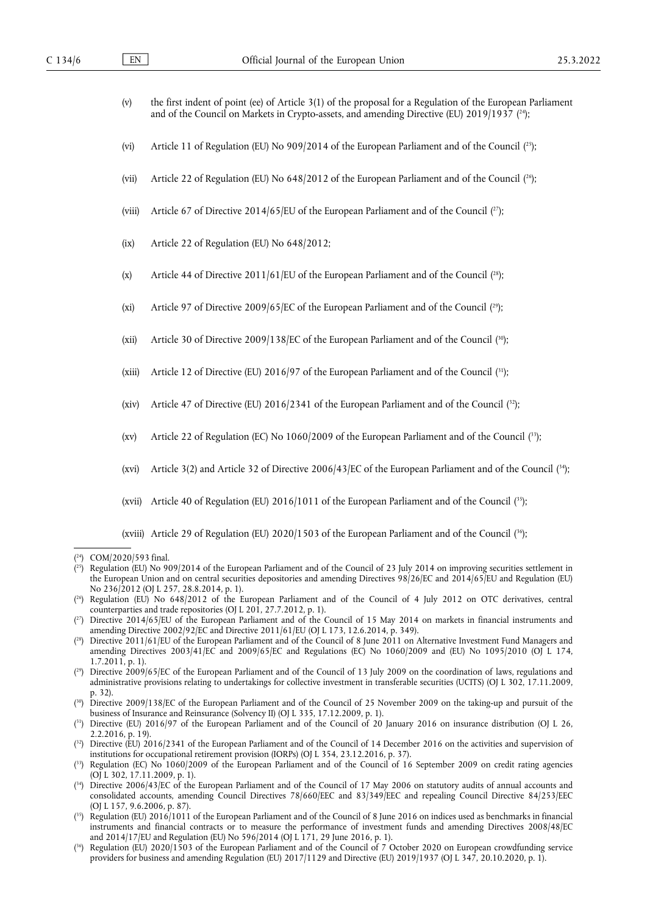(v) the first indent of point (ee) of Article 3(1) of the proposal for a Regulation of the European Parliament and of the Council on Markets in Crypto-assets, and amending Directive (EU) 2019/1937 [24];

(vi) Article 11 of Regulation (EU) No 909/2014 of the European Parliament and of the Council [25];

(vii) Article 22 of Regulation (EU) No 648/2012 of the European Parliament and of the Council [26];

(viii) Article 67 of Directive 2014/65/EU of the European Parliament and of the Council [27];

(ix) Article 22 of Regulation (EU) No 648/2012;

(x) Article 44 of Directive 2011/61/EU of the European Parliament and of the Council [28];

(xi) Article 97 of Directive 2009/65/EC of the European Parliament and of the Council [29];

(xii) Article 30 of Directive 2009/138/EC of the European Parliament and of the Council [30];

(xiii) Article 12 of Directive (EU) 2016/97 of the European Parliament and of the Council [31];

(xiv) Article 47 of Directive (EU) 2016/2341 of the European Parliament and of the Council [32];

(xv) Article 22 of Regulation (EC) No 1060/2009 of the European Parliament and of the Council [33];

(xvi) Article 3(2) and Article 32 of Directive 2006/43/EC of the European Parliament and of the Council [34];

(xvii) Article 40 of Regulation (EU) 2016/1011 of the European Parliament and of the Council [35];

(xviii) Article 29 of Regulation (EU) 2020/1503 of the European Parliament and of the Council [36];

---

[24] COM/2020/593 final.

[25] Regulation (EU) No 909/2014 of the European Parliament and of the Council of 23 July 2014 on improving securities settlement in the European Union and on central securities depositories and amending Directives 98/26/EC and 2014/65/EU and Regulation (EU) No 236/2012 (OJ L 257, 28.8.2014, p. 1).

[26] Regulation (EU) No 648/2012 of the European Parliament and of the Council of 4 July 2012 on OTC derivatives, central counterparties and trade repositories (OJ L 201, 27.7.2012, p. 1).

[27] Directive 2014/65/EU of the European Parliament and of the Council of 15 May 2014 on markets in financial instruments and amending Directive 2002/92/EC and Directive 2011/61/EU (OJ L 173, 12.6.2014, p. 349).

[28] Directive 2011/61/EU of the European Parliament and of the Council of 8 June 2011 on Alternative Investment Fund Managers and amending Directives 2003/41/EC and 2009/65/EC and Regulations (EC) No 1060/2009 and (EU) No 1095/2010 (OJ L 174, 1.7.2011, p. 1).

[29] Directive 2009/65/EC of the European Parliament and of the Council of 13 July 2009 on the coordination of laws, regulations and administrative provisions relating to undertakings for collective investment in transferable securities (UCITS) (OJ L 302, 17.11.2009, p. 32).

[30] Directive 2009/138/EC of the European Parliament and of the Council of 25 November 2009 on the taking-up and pursuit of the business of Insurance and Reinsurance (Solvency II) (OJ L 335, 17.12.2009, p. 1).

[31] Directive (EU) 2016/97 of the European Parliament and of the Council of 20 January 2016 on insurance distribution (OJ L 26, 2.2.2016, p. 19).

[32] Directive (EU) 2016/2341 of the European Parliament and of the Council of 14 December 2016 on the activities and supervision of institutions for occupational retirement provision (IORPs) (OJ L 354, 23.12.2016, p. 37).

[33] Regulation (EC) No 1060/2009 of the European Parliament and of the Council of 16 September 2009 on credit rating agencies (OJ L 302, 17.11.2009, p. 1).

[34] Directive 2006/43/EC of the European Parliament and of the Council of 17 May 2006 on statutory audits of annual accounts and consolidated accounts, amending Council Directives 78/660/EEC and 83/349/EEC and repealing Council Directive 84/253/EEC (OJ L 157, 9.6.2006, p. 87).

[35] Regulation (EU) 2016/1011 of the European Parliament and of the Council of 8 June 2016 on indices used as benchmarks in financial instruments and financial contracts or to measure the performance of investment funds and amending Directives 2008/48/EC and 2014/17/EU and Regulation (EU) No 596/2014 (OJ L 171, 29 June 2016, p. 1).

[36] Regulation (EU) 2020/1503 of the European Parliament and of the Council of 7 October 2020 on European crowdfunding service providers for business and amending Regulation (EU) 2017/1129 and Directive (EU) 2019/1937 (OJ L 347, 20.10.2020, p. 1).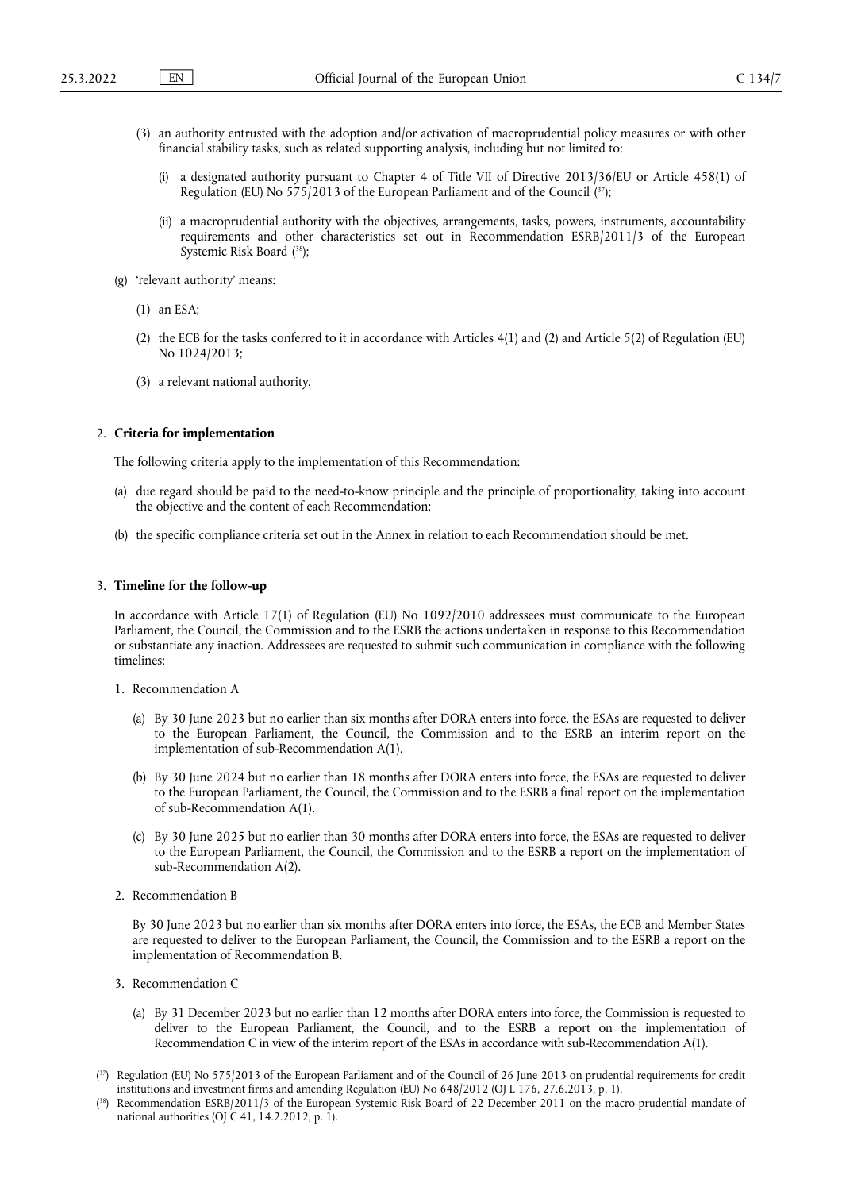(3) an authority entrusted with the adoption and/or activation of macroprudential policy measures or with other financial stability tasks, such as related supporting analysis, including but not limited to:

(i) a designated authority pursuant to Chapter 4 of Title VII of Directive 2013/36/EU or Article 458(1) of Regulation (EU) No 575/2013 of the European Parliament and of the Council ([37]);

(ii) a macroprudential authority with the objectives, arrangements, tasks, powers, instruments, accountability requirements and other characteristics set out in Recommendation ESRB/2011/3 of the European Systemic Risk Board ([38]);

(g) 'relevant authority' means:

(1) an ESA;

(2) the ECB for the tasks conferred to it in accordance with Articles 4(1) and (2) and Article 5(2) of Regulation (EU) No 1024/2013;

(3) a relevant national authority.

## 2. **Criteria for implementation**

The following criteria apply to the implementation of this Recommendation:

(a) due regard should be paid to the need-to-know principle and the principle of proportionality, taking into account the objective and the content of each Recommendation;

(b) the specific compliance criteria set out in the Annex in relation to each Recommendation should be met.

## 3. **Timeline for the follow-up**

In accordance with Article 17(1) of Regulation (EU) No 1092/2010 addressees must communicate to the European Parliament, the Council, the Commission and to the ESRB the actions undertaken in response to this Recommendation or substantiate any inaction. Addressees are requested to submit such communication in compliance with the following timelines:

1. Recommendation A

(a) By 30 June 2023 but no earlier than six months after DORA enters into force, the ESAs are requested to deliver to the European Parliament, the Council, the Commission and to the ESRB an interim report on the implementation of sub-Recommendation A(1).

(b) By 30 June 2024 but no earlier than 18 months after DORA enters into force, the ESAs are requested to deliver to the European Parliament, the Council, the Commission and to the ESRB a final report on the implementation of sub-Recommendation A(1).

(c) By 30 June 2025 but no earlier than 30 months after DORA enters into force, the ESAs are requested to deliver to the European Parliament, the Council, the Commission and to the ESRB a report on the implementation of sub-Recommendation A(2).

2. Recommendation B

By 30 June 2023 but no earlier than six months after DORA enters into force, the ESAs, the ECB and Member States are requested to deliver to the European Parliament, the Council, the Commission and to the ESRB a report on the implementation of Recommendation B.

3. Recommendation C

(a) By 31 December 2023 but no earlier than 12 months after DORA enters into force, the Commission is requested to deliver to the European Parliament, the Council, and to the ESRB a report on the implementation of Recommendation C in view of the interim report of the ESAs in accordance with sub-Recommendation A(1).

---

([37]) Regulation (EU) No 575/2013 of the European Parliament and of the Council of 26 June 2013 on prudential requirements for credit institutions and investment firms and amending Regulation (EU) No 648/2012 (OJ L 176, 27.6.2013, p. 1).

([38]) Recommendation ESRB/2011/3 of the European Systemic Risk Board of 22 December 2011 on the macro-prudential mandate of national authorities (OJ C 41, 14.2.2012, p. 1).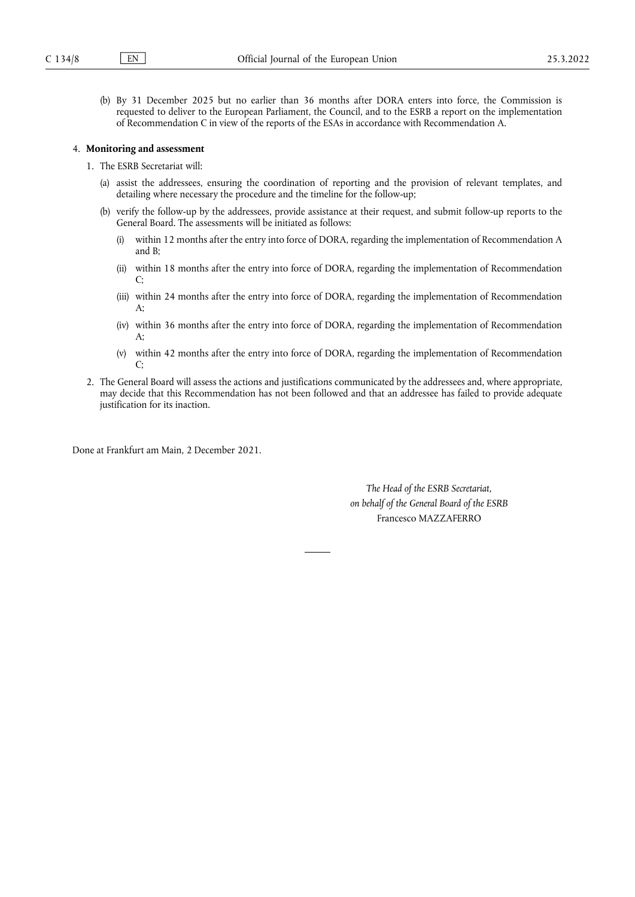(b) By 31 December 2025 but no earlier than 36 months after DORA enters into force, the Commission is requested to deliver to the European Parliament, the Council, and to the ESRB a report on the implementation of Recommendation C in view of the reports of the ESAs in accordance with Recommendation A.

4. **Monitoring and assessment**

1. The ESRB Secretariat will:

   (a) assist the addressees, ensuring the coordination of reporting and the provision of relevant templates, and detailing where necessary the procedure and the timeline for the follow-up;

   (b) verify the follow-up by the addressees, provide assistance at their request, and submit follow-up reports to the General Board. The assessments will be initiated as follows:

      (i) within 12 months after the entry into force of DORA, regarding the implementation of Recommendation A and B;

      (ii) within 18 months after the entry into force of DORA, regarding the implementation of Recommendation C;

      (iii) within 24 months after the entry into force of DORA, regarding the implementation of Recommendation A;

      (iv) within 36 months after the entry into force of DORA, regarding the implementation of Recommendation A;

      (v) within 42 months after the entry into force of DORA, regarding the implementation of Recommendation C;

2. The General Board will assess the actions and justifications communicated by the addressees and, where appropriate, may decide that this Recommendation has not been followed and that an addressee has failed to provide adequate justification for its inaction.

Done at Frankfurt am Main, 2 December 2021.

*The Head of the ESRB Secretariat,*
*on behalf of the General Board of the ESRB*
Francesco MAZZAFERRO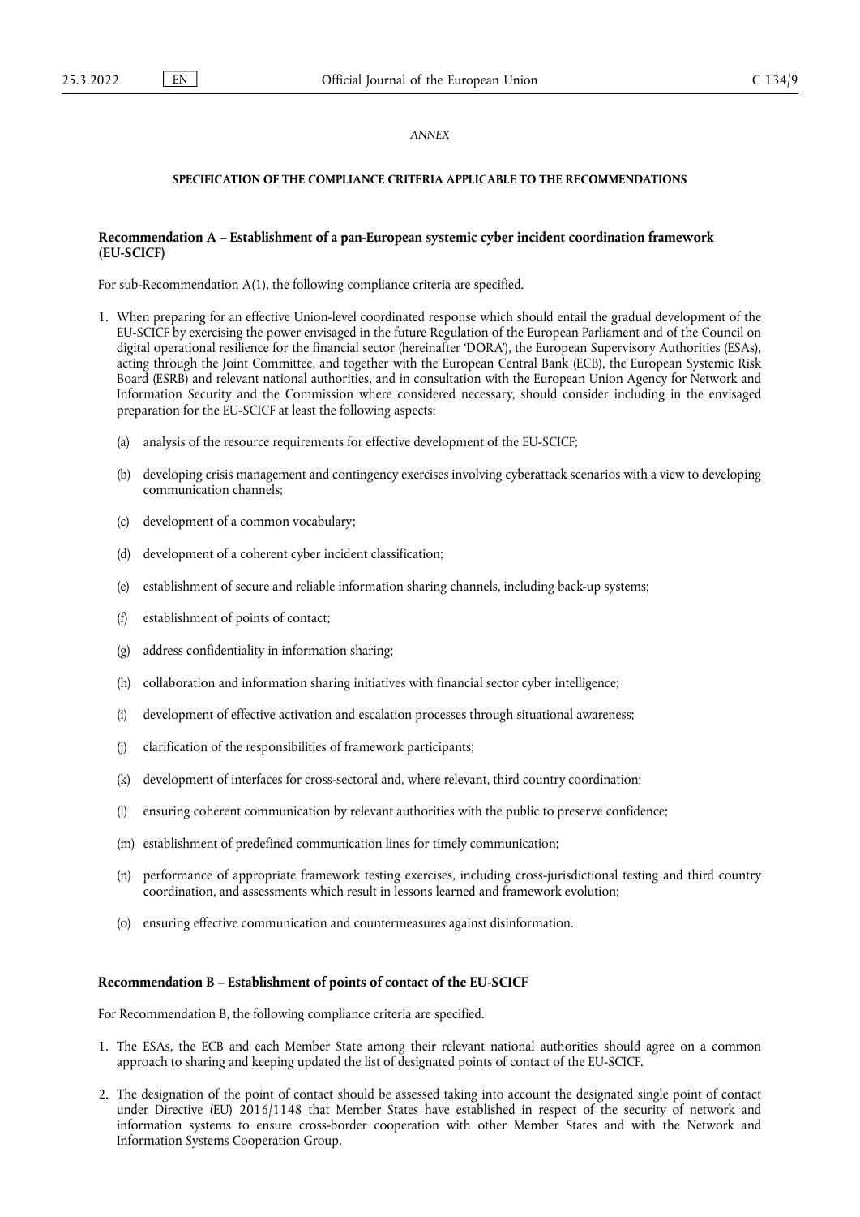*ANNEX*

**SPECIFICATION OF THE COMPLIANCE CRITERIA APPLICABLE TO THE RECOMMENDATIONS**

**Recommendation A – Establishment of a pan-European systemic cyber incident coordination framework (EU-SCICF)**

For sub-Recommendation A(1), the following compliance criteria are specified.

1. When preparing for an effective Union-level coordinated response which should entail the gradual development of the EU-SCICF by exercising the power envisaged in the future Regulation of the European Parliament and of the Council on digital operational resilience for the financial sector (hereinafter 'DORA'), the European Supervisory Authorities (ESAs), acting through the Joint Committee, and together with the European Central Bank (ECB), the European Systemic Risk Board (ESRB) and relevant national authorities, and in consultation with the European Union Agency for Network and Information Security and the Commission where considered necessary, should consider including in the envisaged preparation for the EU-SCICF at least the following aspects:

   (a) analysis of the resource requirements for effective development of the EU-SCICF;

   (b) developing crisis management and contingency exercises involving cyberattack scenarios with a view to developing communication channels;

   (c) development of a common vocabulary;

   (d) development of a coherent cyber incident classification;

   (e) establishment of secure and reliable information sharing channels, including back-up systems;

   (f) establishment of points of contact;

   (g) address confidentiality in information sharing;

   (h) collaboration and information sharing initiatives with financial sector cyber intelligence;

   (i) development of effective activation and escalation processes through situational awareness;

   (j) clarification of the responsibilities of framework participants;

   (k) development of interfaces for cross-sectoral and, where relevant, third country coordination;

   (l) ensuring coherent communication by relevant authorities with the public to preserve confidence;

   (m) establishment of predefined communication lines for timely communication;

   (n) performance of appropriate framework testing exercises, including cross-jurisdictional testing and third country coordination, and assessments which result in lessons learned and framework evolution;

   (o) ensuring effective communication and countermeasures against disinformation.

**Recommendation B – Establishment of points of contact of the EU-SCICF**

For Recommendation B, the following compliance criteria are specified.

1. The ESAs, the ECB and each Member State among their relevant national authorities should agree on a common approach to sharing and keeping updated the list of designated points of contact of the EU-SCICF.

2. The designation of the point of contact should be assessed taking into account the designated single point of contact under Directive (EU) 2016/1148 that Member States have established in respect of the security of network and information systems to ensure cross-border cooperation with other Member States and with the Network and Information Systems Cooperation Group.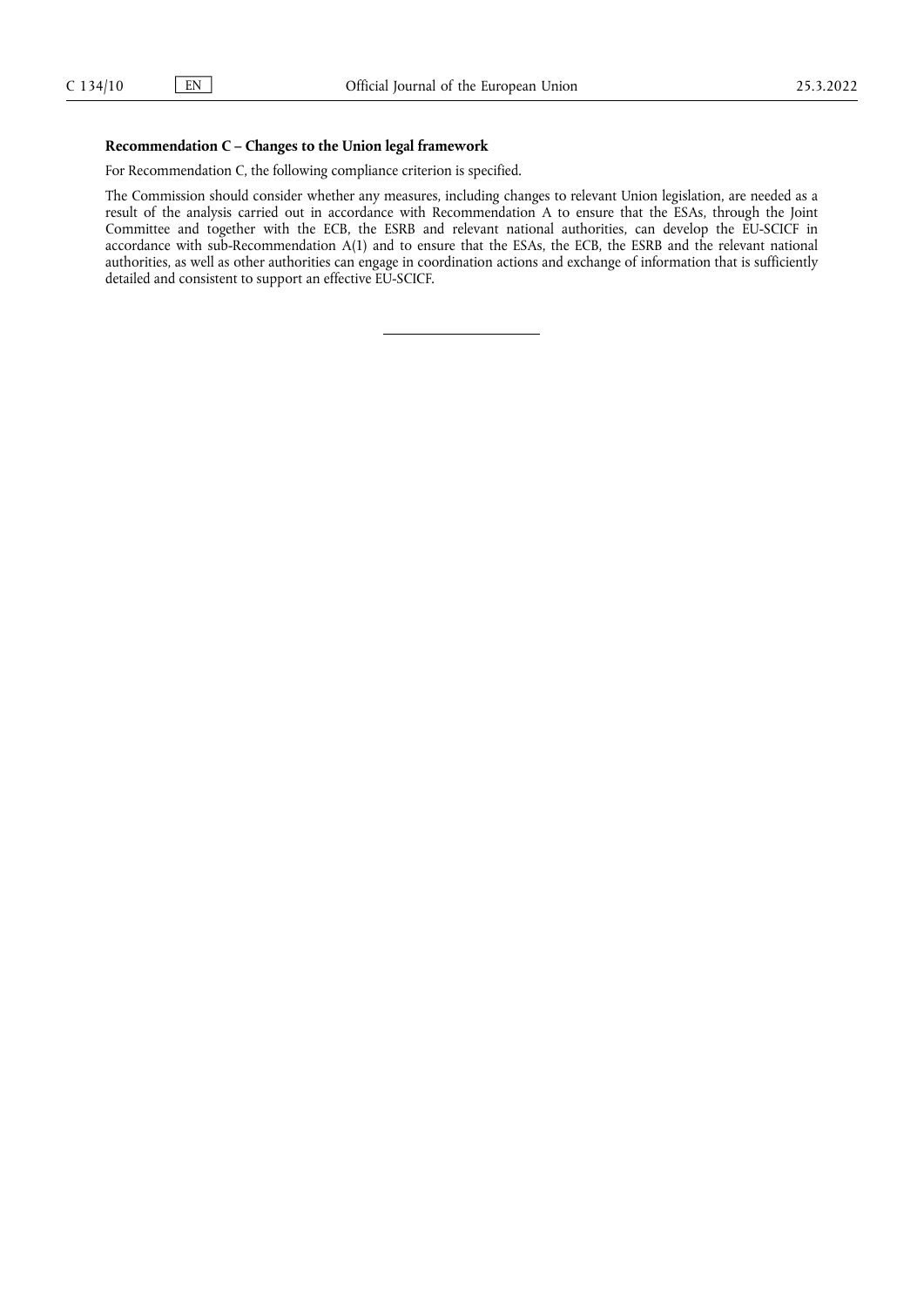**Recommendation C – Changes to the Union legal framework**

For Recommendation C, the following compliance criterion is specified.

The Commission should consider whether any measures, including changes to relevant Union legislation, are needed as a result of the analysis carried out in accordance with Recommendation A to ensure that the ESAs, through the Joint Committee and together with the ECB, the ESRB and relevant national authorities, can develop the EU-SCICF in accordance with sub-Recommendation A(1) and to ensure that the ESAs, the ECB, the ESRB and the relevant national authorities, as well as other authorities can engage in coordination actions and exchange of information that is sufficiently detailed and consistent to support an effective EU-SCICF.